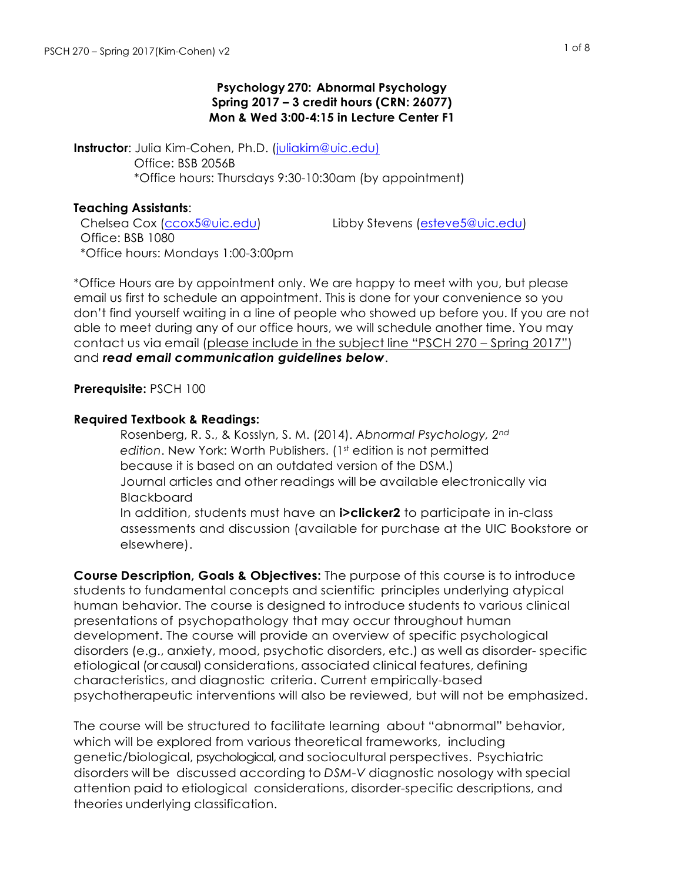# Psychology 270: Abnormal Psychology
## Spring 2017 – 3 credit hours (CRN: 26077)
## Mon & Wed 3:00-4:15 in Lecture Center F1

**Instructor**: Julia Kim-Cohen, Ph.D. (juliakim@uic.edu)
Office: BSB 2056B
*Office hours: Thursdays 9:30-10:30am (by appointment)

**Teaching Assistants**:

Chelsea Cox (ccox5@uic.edu)
Office: BSB 1080
*Office hours: Mondays 1:00-3:00pm

Libby Stevens (esteve5@uic.edu)

*Office Hours are by appointment only. We are happy to meet with you, but please email us first to schedule an appointment. This is done for your convenience so you don't find yourself waiting in a line of people who showed up before you. If you are not able to meet during any of our office hours, we will schedule another time. You may contact us via email (please include in the subject line "PSCH 270 – Spring 2017") and ***read email communication guidelines below***.

**Prerequisite:** PSCH 100

**Required Textbook & Readings:**

Rosenberg, R. S., & Kosslyn, S. M. (2014). *Abnormal Psychology, 2nd edition*. New York: Worth Publishers. (1st edition is not permitted because it is based on an outdated version of the DSM.)

Journal articles and other readings will be available electronically via Blackboard

In addition, students must have an **i>clicker2** to participate in in-class assessments and discussion (available for purchase at the UIC Bookstore or elsewhere).

**Course Description, Goals & Objectives:** The purpose of this course is to introduce students to fundamental concepts and scientific principles underlying atypical human behavior. The course is designed to introduce students to various clinical presentations of psychopathology that may occur throughout human development. The course will provide an overview of specific psychological disorders (e.g., anxiety, mood, psychotic disorders, etc.) as well as disorder- specific etiological (or causal) considerations, associated clinical features, defining characteristics, and diagnostic criteria. Current empirically-based psychotherapeutic interventions will also be reviewed, but will not be emphasized.

The course will be structured to facilitate learning about "abnormal" behavior, which will be explored from various theoretical frameworks, including genetic/biological, psychological, and sociocultural perspectives. Psychiatric disorders will be discussed according to *DSM-V* diagnostic nosology with special attention paid to etiological considerations, disorder-specific descriptions, and theories underlying classification.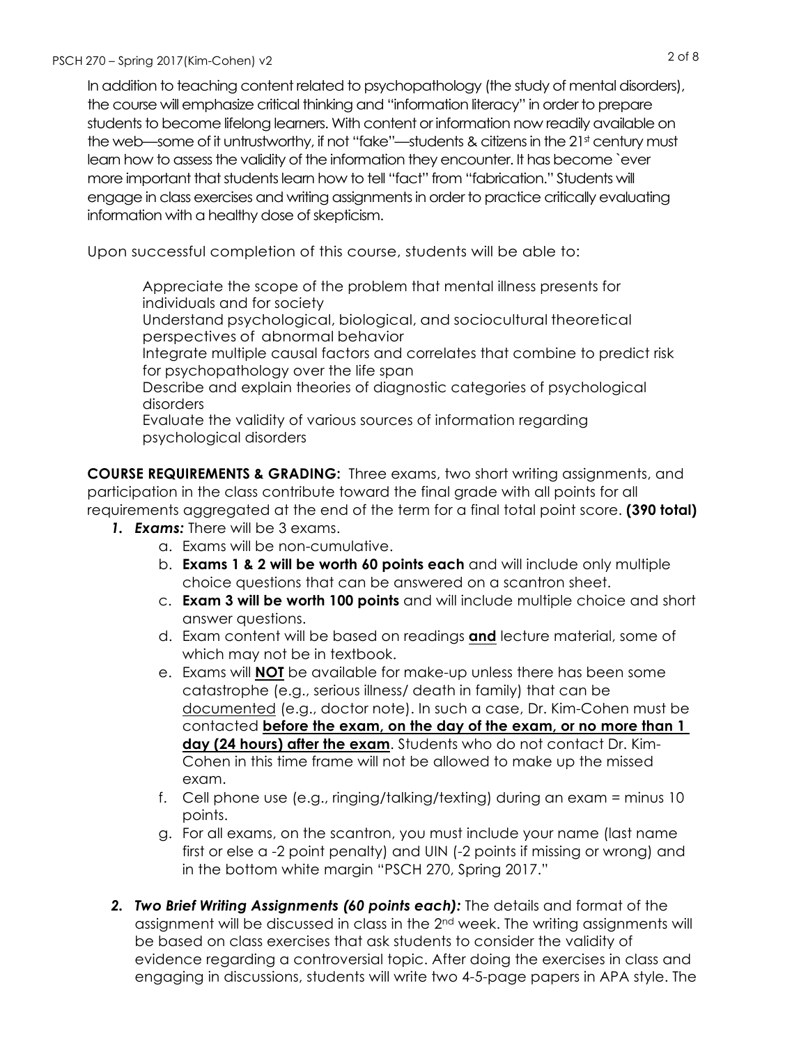In addition to teaching content related to psychopathology (the study of mental disorders), the course will emphasize critical thinking and "information literacy" in order to prepare students to become lifelong learners. With content or information now readily available on the web—some of it untrustworthy, if not "fake"—students & citizens in the 21st century must learn how to assess the validity of the information they encounter. It has become `ever more important that students learn how to tell "fact" from "fabrication." Students will engage in class exercises and writing assignments in order to practice critically evaluating information with a healthy dose of skepticism.

Upon successful completion of this course, students will be able to:

- Appreciate the scope of the problem that mental illness presents for individuals and for society
- Understand psychological, biological, and sociocultural theoretical perspectives of abnormal behavior
- Integrate multiple causal factors and correlates that combine to predict risk for psychopathology over the life span
- Describe and explain theories of diagnostic categories of psychological disorders
- Evaluate the validity of various sources of information regarding psychological disorders

**COURSE REQUIREMENTS & GRADING:** Three exams, two short writing assignments, and participation in the class contribute toward the final grade with all points for all requirements aggregated at the end of the term for a final total point score. **(390 total)**

1. ***Exams:*** There will be 3 exams.
   a. Exams will be non-cumulative.
   b. **Exams 1 & 2 will be worth 60 points each** and will include only multiple choice questions that can be answered on a scantron sheet.
   c. **Exam 3 will be worth 100 points** and will include multiple choice and short answer questions.
   d. Exam content will be based on readings **and** lecture material, some of which may not be in textbook.
   e. Exams will **NOT** be available for make-up unless there has been some catastrophe (e.g., serious illness/ death in family) that can be documented (e.g., doctor note). In such a case, Dr. Kim-Cohen must be contacted **before the exam, on the day of the exam, or no more than 1 day (24 hours) after the exam**. Students who do not contact Dr. Kim-Cohen in this time frame will not be allowed to make up the missed exam.
   f. Cell phone use (e.g., ringing/talking/texting) during an exam = minus 10 points.
   g. For all exams, on the scantron, you must include your name (last name first or else a -2 point penalty) and UIN (-2 points if missing or wrong) and in the bottom white margin "PSCH 270, Spring 2017."

2. ***Two Brief Writing Assignments (60 points each):*** The details and format of the assignment will be discussed in class in the 2nd week. The writing assignments will be based on class exercises that ask students to consider the validity of evidence regarding a controversial topic. After doing the exercises in class and engaging in discussions, students will write two 4-5-page papers in APA style. The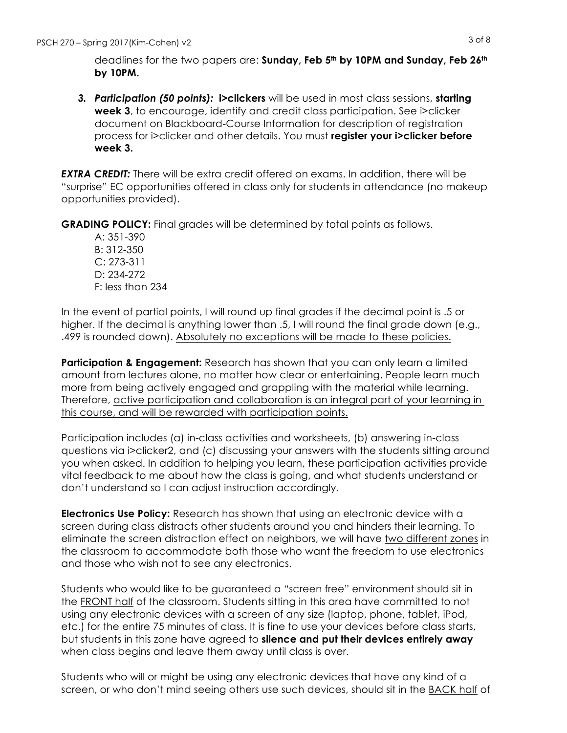deadlines for the two papers are: **Sunday, Feb 5th by 10PM and Sunday, Feb 26th by 10PM.**

3. ***Participation (50 points):*** **i>clickers** will be used in most class sessions, **starting week 3**, to encourage, identify and credit class participation. See i>clicker document on Blackboard-Course Information for description of registration process for i>clicker and other details. You must **register your i>clicker before week 3.**

***EXTRA CREDIT:*** There will be extra credit offered on exams. In addition, there will be "surprise" EC opportunities offered in class only for students in attendance (no makeup opportunities provided).

**GRADING POLICY:** Final grades will be determined by total points as follows.

A: 351-390
B: 312-350
C: 273-311
D: 234-272
F: less than 234

In the event of partial points, I will round up final grades if the decimal point is .5 or higher. If the decimal is anything lower than .5, I will round the final grade down (e.g., .499 is rounded down). Absolutely no exceptions will be made to these policies.

**Participation & Engagement:** Research has shown that you can only learn a limited amount from lectures alone, no matter how clear or entertaining. People learn much more from being actively engaged and grappling with the material while learning. Therefore, active participation and collaboration is an integral part of your learning in this course, and will be rewarded with participation points.

Participation includes (a) in-class activities and worksheets, (b) answering in-class questions via i>clicker2, and (c) discussing your answers with the students sitting around you when asked. In addition to helping you learn, these participation activities provide vital feedback to me about how the class is going, and what students understand or don't understand so I can adjust instruction accordingly.

**Electronics Use Policy:** Research has shown that using an electronic device with a screen during class distracts other students around you and hinders their learning. To eliminate the screen distraction effect on neighbors, we will have two different zones in the classroom to accommodate both those who want the freedom to use electronics and those who wish not to see any electronics.

Students who would like to be guaranteed a "screen free" environment should sit in the FRONT half of the classroom. Students sitting in this area have committed to not using any electronic devices with a screen of any size (laptop, phone, tablet, iPod, etc.) for the entire 75 minutes of class. It is fine to use your devices before class starts, but students in this zone have agreed to **silence and put their devices entirely away** when class begins and leave them away until class is over.

Students who will or might be using any electronic devices that have any kind of a screen, or who don't mind seeing others use such devices, should sit in the BACK half of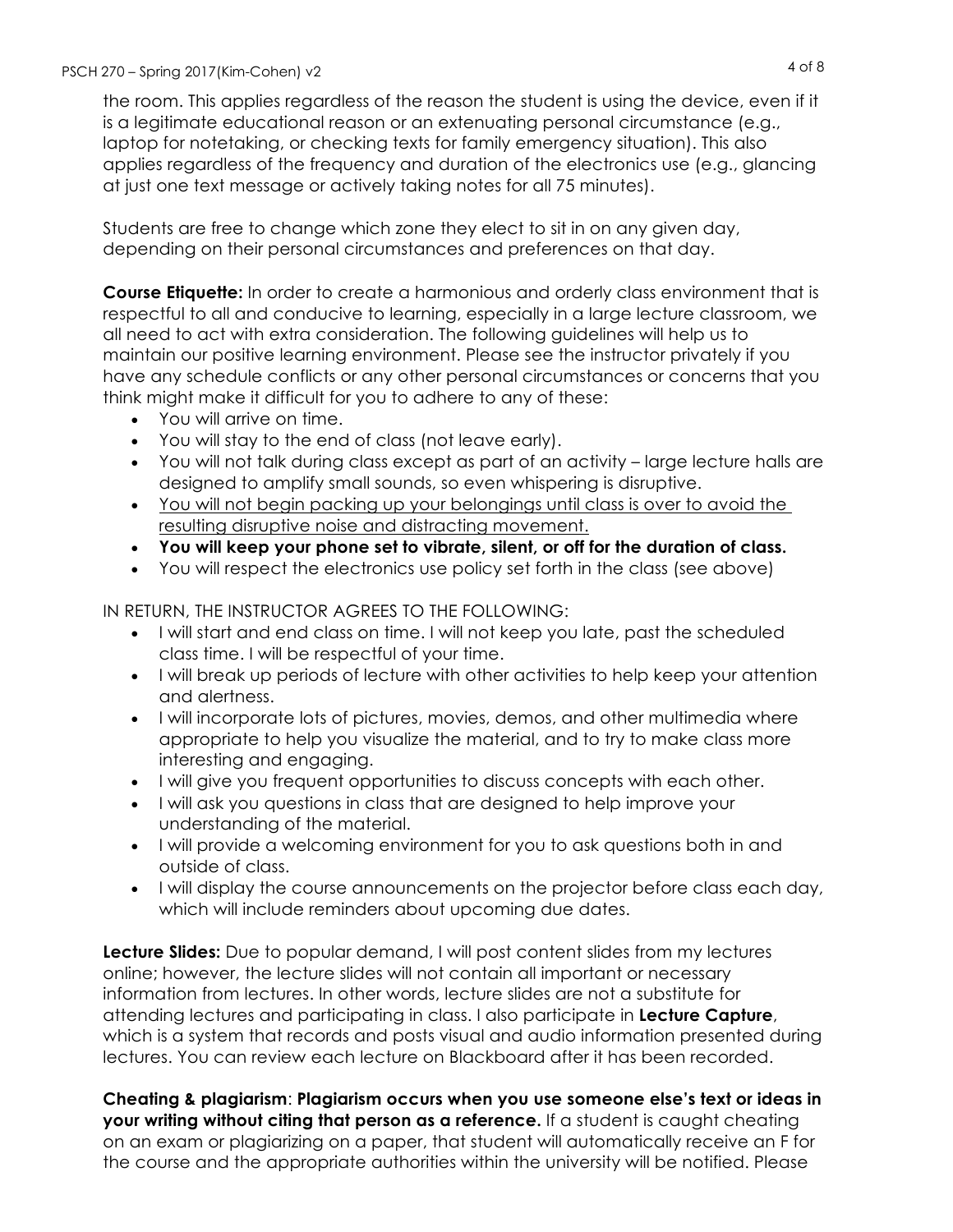the room. This applies regardless of the reason the student is using the device, even if it is a legitimate educational reason or an extenuating personal circumstance (e.g., laptop for notetaking, or checking texts for family emergency situation). This also applies regardless of the frequency and duration of the electronics use (e.g., glancing at just one text message or actively taking notes for all 75 minutes).

Students are free to change which zone they elect to sit in on any given day, depending on their personal circumstances and preferences on that day.

**Course Etiquette:** In order to create a harmonious and orderly class environment that is respectful to all and conducive to learning, especially in a large lecture classroom, we all need to act with extra consideration. The following guidelines will help us to maintain our positive learning environment. Please see the instructor privately if you have any schedule conflicts or any other personal circumstances or concerns that you think might make it difficult for you to adhere to any of these:

- You will arrive on time.
- You will stay to the end of class (not leave early).
- You will not talk during class except as part of an activity – large lecture halls are designed to amplify small sounds, so even whispering is disruptive.
- <u>You will not begin packing up your belongings until class is over to avoid the resulting disruptive noise and distracting movement.</u>
- **You will keep your phone set to vibrate, silent, or off for the duration of class.**
- You will respect the electronics use policy set forth in the class (see above)

IN RETURN, THE INSTRUCTOR AGREES TO THE FOLLOWING:

- I will start and end class on time. I will not keep you late, past the scheduled class time. I will be respectful of your time.
- I will break up periods of lecture with other activities to help keep your attention and alertness.
- I will incorporate lots of pictures, movies, demos, and other multimedia where appropriate to help you visualize the material, and to try to make class more interesting and engaging.
- I will give you frequent opportunities to discuss concepts with each other.
- I will ask you questions in class that are designed to help improve your understanding of the material.
- I will provide a welcoming environment for you to ask questions both in and outside of class.
- I will display the course announcements on the projector before class each day, which will include reminders about upcoming due dates.

**Lecture Slides:** Due to popular demand, I will post content slides from my lectures online; however, the lecture slides will not contain all important or necessary information from lectures. In other words, lecture slides are not a substitute for attending lectures and participating in class. I also participate in **Lecture Capture**, which is a system that records and posts visual and audio information presented during lectures. You can review each lecture on Blackboard after it has been recorded.

**Cheating & plagiarism**: **Plagiarism occurs when you use someone else's text or ideas in your writing without citing that person as a reference.** If a student is caught cheating on an exam or plagiarizing on a paper, that student will automatically receive an F for the course and the appropriate authorities within the university will be notified. Please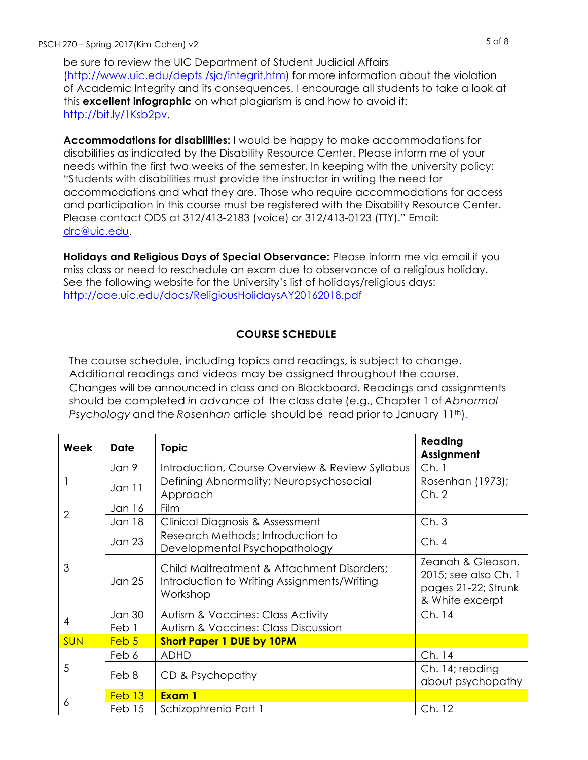be sure to review the UIC Department of Student Judicial Affairs (http://www.uic.edu/depts /sja/integrit.htm) for more information about the violation of Academic Integrity and its consequences. I encourage all students to take a look at this **excellent infographic** on what plagiarism is and how to avoid it: http://bit.ly/1Ksb2pv.

**Accommodations for disabilities:** I would be happy to make accommodations for disabilities as indicated by the Disability Resource Center. Please inform me of your needs within the first two weeks of the semester. In keeping with the university policy: "Students with disabilities must provide the instructor in writing the need for accommodations and what they are. Those who require accommodations for access and participation in this course must be registered with the Disability Resource Center. Please contact ODS at 312/413-2183 (voice) or 312/413-0123 (TTY)." Email: drc@uic.edu.

**Holidays and Religious Days of Special Observance:** Please inform me via email if you miss class or need to reschedule an exam due to observance of a religious holiday. See the following website for the University's list of holidays/religious days: http://oae.uic.edu/docs/ReligiousHolidaysAY20162018.pdf

## COURSE SCHEDULE

The course schedule, including topics and readings, is subject to change. Additional readings and videos may be assigned throughout the course. Changes will be announced in class and on Blackboard. Readings and assignments should be completed *in advance* of the class date (e.g., Chapter 1 of *Abnormal Psychology* and the *Rosenhan* article should be read prior to January 11th).

| Week | Date | Topic | Reading Assignment |
|---|---|---|---|
| 1 | Jan 9 | Introduction, Course Overview & Review Syllabus | Ch. 1 |
| | Jan 11 | Defining Abnormality; Neuropsychosocial Approach | Rosenhan (1973); Ch. 2 |
| 2 | Jan 16 | Film | |
| | Jan 18 | Clinical Diagnosis & Assessment | Ch. 3 |
| 3 | Jan 23 | Research Methods; Introduction to Developmental Psychopathology | Ch. 4 |
| | Jan 25 | Child Maltreatment & Attachment Disorders; Introduction to Writing Assignments/Writing Workshop | Zeanah & Gleason, 2015; see also Ch. 1 pages 21-22; Strunk & White excerpt |
| 4 | Jan 30 | Autism & Vaccines: Class Activity | Ch. 14 |
| | Feb 1 | Autism & Vaccines: Class Discussion | |
| SUN | Feb 5 | **Short Paper 1 DUE by 10PM** | |
| 5 | Feb 6 | ADHD | Ch. 14 |
| | Feb 8 | CD & Psychopathy | Ch. 14; reading about psychopathy |
| 6 | Feb 13 | **Exam 1** | |
| | Feb 15 | Schizophrenia Part 1 | Ch. 12 |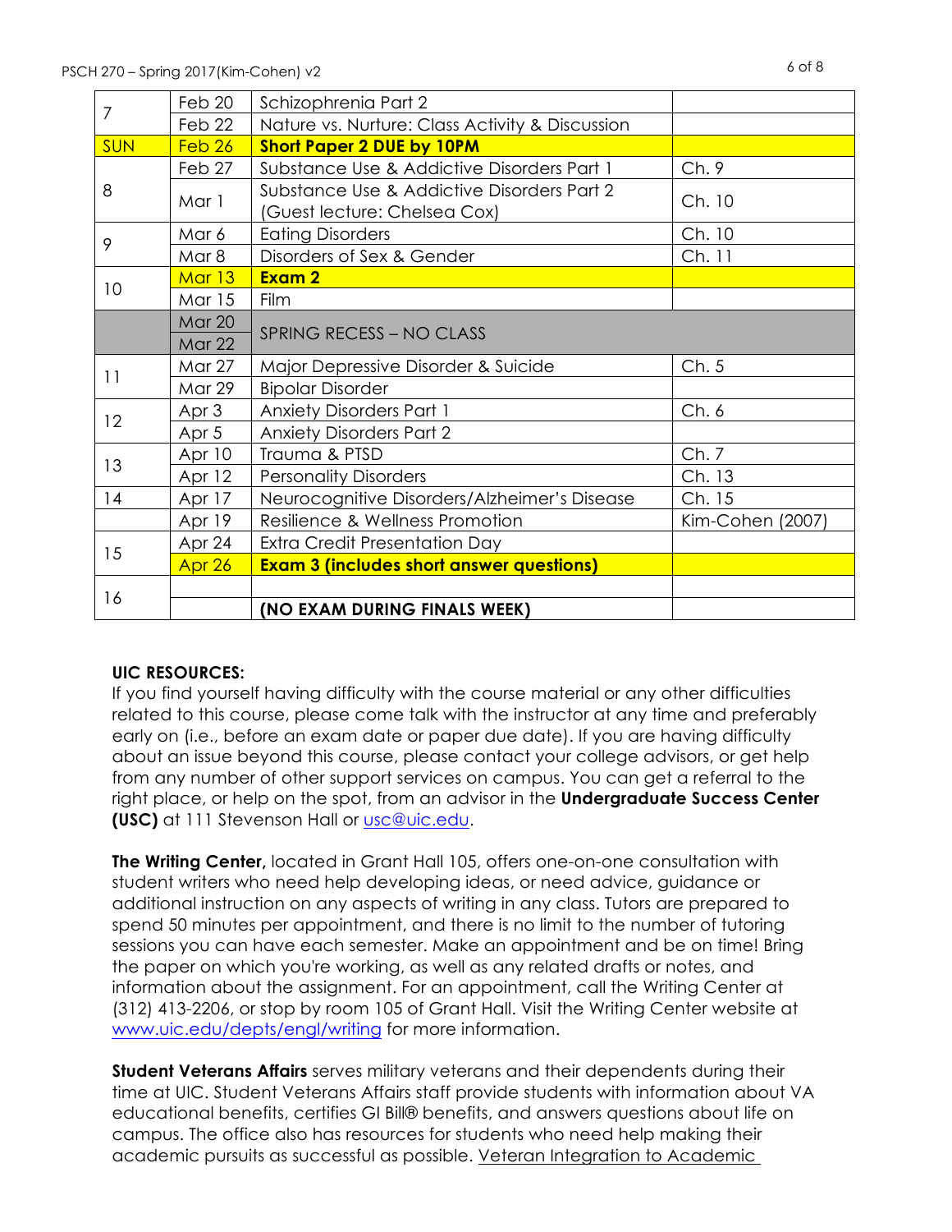| 7 | Feb 20 | Schizophrenia Part 2 | |
|---|---|---|---|
| | Feb 22 | Nature vs. Nurture: Class Activity & Discussion | |
| SUN | Feb 26 | **Short Paper 2 DUE by 10PM** | |
| 8 | Feb 27 | Substance Use & Addictive Disorders Part 1 | Ch. 9 |
| | Mar 1 | Substance Use & Addictive Disorders Part 2 (Guest lecture: Chelsea Cox) | Ch. 10 |
| 9 | Mar 6 | Eating Disorders | Ch. 10 |
| | Mar 8 | Disorders of Sex & Gender | Ch. 11 |
| 10 | Mar 13 | **Exam 2** | |
| | Mar 15 | Film | |
| | Mar 20 | SPRING RECESS – NO CLASS | |
| | Mar 22 | | |
| 11 | Mar 27 | Major Depressive Disorder & Suicide | Ch. 5 |
| | Mar 29 | Bipolar Disorder | |
| 12 | Apr 3 | Anxiety Disorders Part 1 | Ch. 6 |
| | Apr 5 | Anxiety Disorders Part 2 | |
| 13 | Apr 10 | Trauma & PTSD | Ch. 7 |
| | Apr 12 | Personality Disorders | Ch. 13 |
| 14 | Apr 17 | Neurocognitive Disorders/Alzheimer's Disease | Ch. 15 |
| | Apr 19 | Resilience & Wellness Promotion | Kim-Cohen (2007) |
| 15 | Apr 24 | Extra Credit Presentation Day | |
| | Apr 26 | **Exam 3 (includes short answer questions)** | |
| 16 | | | |
| | | **(NO EXAM DURING FINALS WEEK)** | |

**UIC RESOURCES:**

If you find yourself having difficulty with the course material or any other difficulties related to this course, please come talk with the instructor at any time and preferably early on (i.e., before an exam date or paper due date). If you are having difficulty about an issue beyond this course, please contact your college advisors, or get help from any number of other support services on campus. You can get a referral to the right place, or help on the spot, from an advisor in the **Undergraduate Success Center (USC)** at 111 Stevenson Hall or usc@uic.edu.

**The Writing Center,** located in Grant Hall 105, offers one-on-one consultation with student writers who need help developing ideas, or need advice, guidance or additional instruction on any aspects of writing in any class. Tutors are prepared to spend 50 minutes per appointment, and there is no limit to the number of tutoring sessions you can have each semester. Make an appointment and be on time! Bring the paper on which you're working, as well as any related drafts or notes, and information about the assignment. For an appointment, call the Writing Center at (312) 413-2206, or stop by room 105 of Grant Hall. Visit the Writing Center website at www.uic.edu/depts/engl/writing for more information.

**Student Veterans Affairs** serves military veterans and their dependents during their time at UIC. Student Veterans Affairs staff provide students with information about VA educational benefits, certifies GI Bill® benefits, and answers questions about life on campus. The office also has resources for students who need help making their academic pursuits as successful as possible. Veteran Integration to Academic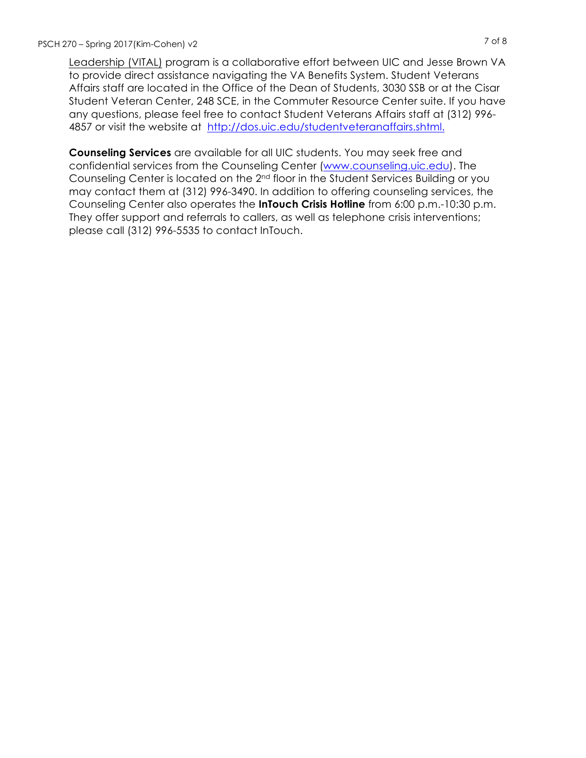Leadership (VITAL) program is a collaborative effort between UIC and Jesse Brown VA to provide direct assistance navigating the VA Benefits System. Student Veterans Affairs staff are located in the Office of the Dean of Students, 3030 SSB or at the Cisar Student Veteran Center, 248 SCE, in the Commuter Resource Center suite. If you have any questions, please feel free to contact Student Veterans Affairs staff at (312) 996-4857 or visit the website at http://dos.uic.edu/studentveteranaffairs.shtml.

**Counseling Services** are available for all UIC students. You may seek free and confidential services from the Counseling Center (www.counseling.uic.edu). The Counseling Center is located on the 2nd floor in the Student Services Building or you may contact them at (312) 996-3490. In addition to offering counseling services, the Counseling Center also operates the **InTouch Crisis Hotline** from 6:00 p.m.-10:30 p.m. They offer support and referrals to callers, as well as telephone crisis interventions; please call (312) 996-5535 to contact InTouch.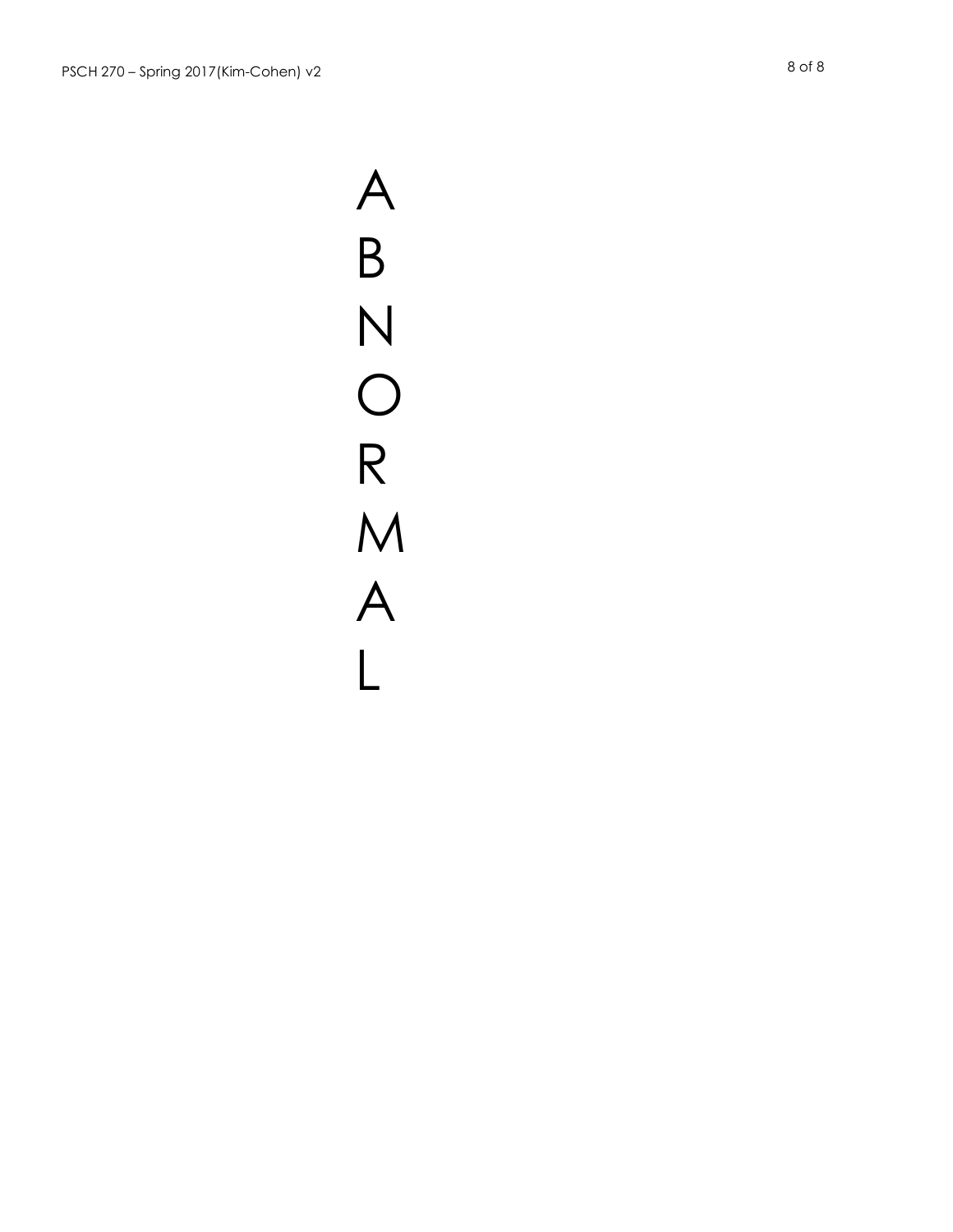A
B
N
O
R
M
A
L